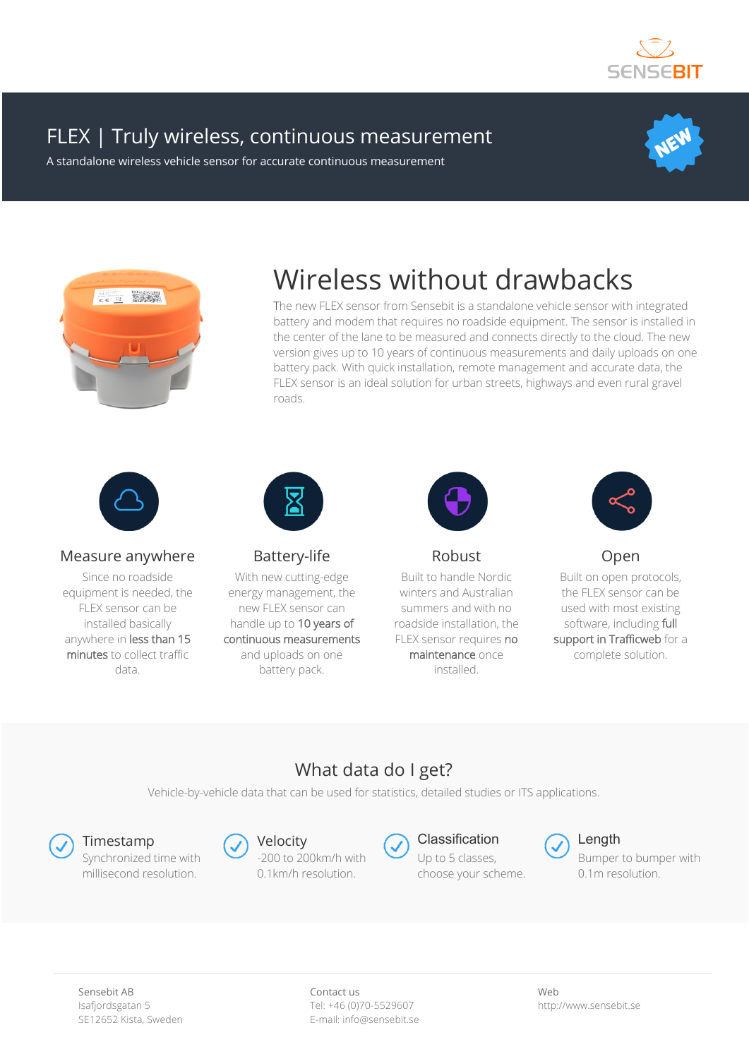SENSEBIT

# FLEX | Truly wireless, continuous measurement

A standalone wireless vehicle sensor for accurate continuous measurement

NEW

## Wireless without drawbacks

The new FLEX sensor from Sensebit is a standalone vehicle sensor with integrated battery and modem that requires no roadside equipment. The sensor is installed in the center of the lane to be measured and connects directly to the cloud. The new version gives up to 10 years of continuous measurements and daily uploads on one battery pack. With quick installation, remote management and accurate data, the FLEX sensor is an ideal solution for urban streets, highways and even rural gravel roads.

### Measure anywhere

Since no roadside equipment is needed, the FLEX sensor can be installed basically anywhere in **less than 15 minutes** to collect traffic data.

### Battery-life

With new cutting-edge energy management, the new FLEX sensor can handle up to **10 years of continuous measurements** and uploads on one battery pack.

### Robust

Built to handle Nordic winters and Australian summers and with no roadside installation, the FLEX sensor requires **no maintenance** once installed.

### Open

Built on open protocols, the FLEX sensor can be used with most existing software, including **full support in Trafficweb** for a complete solution.

## What data do I get?

Vehicle-by-vehicle data that can be used for statistics, detailed studies or ITS applications.

- **Timestamp**
  Synchronized time with millisecond resolution.
- **Velocity**
  -200 to 200km/h with 0.1km/h resolution.
- **Classification**
  Up to 5 classes, choose your scheme.
- **Length**
  Bumper to bumper with 0.1m resolution.

Sensebit AB
Isafjordsgatan 5
SE12652 Kista, Sweden

Contact us
Tel: +46 (0)70-5529607
E-mail: info@sensebit.se

Web
http://www.sensebit.se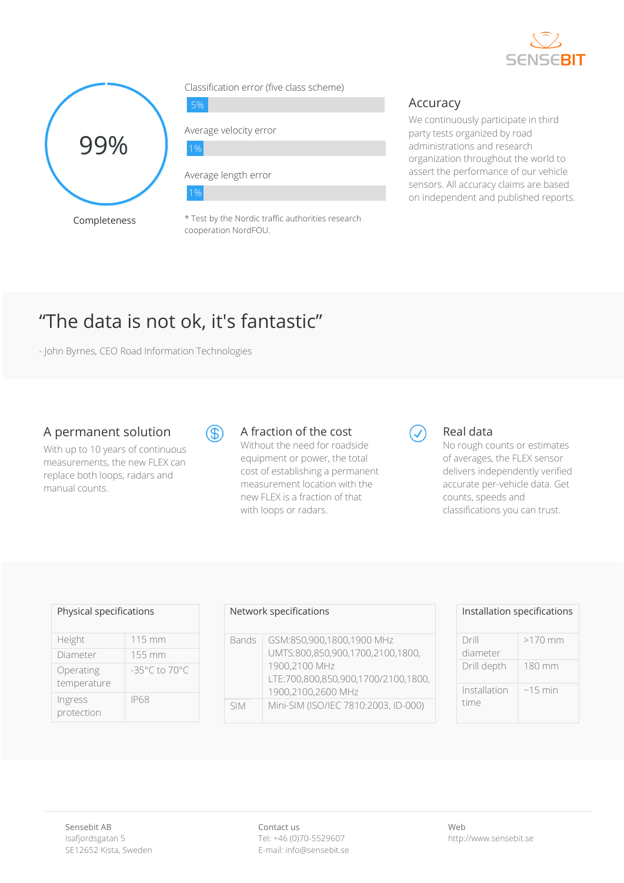99%

Completeness

Classification error (five class scheme)

5%

Average velocity error

1%

Average length error

1%

* Test by the Nordic traffic authorities research cooperation NordFOU.

## Accuracy

We continuously participate in third party tests organized by road administrations and research organization throughout the world to assert the performance of our vehicle sensors. All accuracy claims are based on independent and published reports.

## "The data is not ok, it's fantastic"

- John Byrnes, CEO Road Information Technologies

### A permanent solution

With up to 10 years of continuous measurements, the new FLEX can replace both loops, radars and manual counts.

### A fraction of the cost

Without the need for roadside equipment or power, the total cost of establishing a permanent measurement location with the new FLEX is a fraction of that with loops or radars.

### Real data

No rough counts or estimates of averages, the FLEX sensor delivers independently verified accurate per-vehicle data. Get counts, speeds and classifications you can trust.

| Physical specifications | |
|---|---|
| Height | 115 mm |
| Diameter | 155 mm |
| Operating temperature | -35°C to 70°C |
| Ingress protection | IP68 |

| Network specifications | |
|---|---|
| Bands | GSM:850,900,1800,1900 MHz UMTS:800,850,900,1700,2100,1800, 1900,2100 MHz LTE:700,800,850,900,1700/2100,1800, 1900,2100,2600 MHz |
| SIM | Mini-SIM (ISO/IEC 7810:2003, ID-000) |

| Installation specifications | |
|---|---|
| Drill diameter | >170 mm |
| Drill depth | 180 mm |
| Installation time | ~15 min |

Sensebit AB
Isafjordsgatan 5
SE12652 Kista, Sweden

Contact us
Tel: +46 (0)70-5529607
E-mail: info@sensebit.se

Web
http://www.sensebit.se